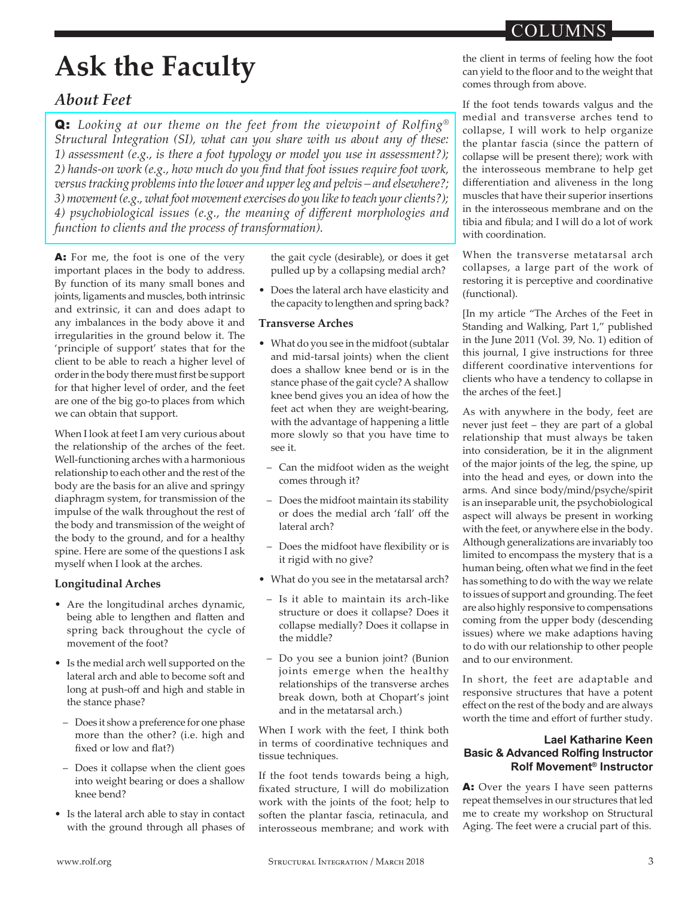# Ask the Faculty

## *About Feet*

**Q:** *Looking at our theme on the feet from the viewpoint of Rolfing® Structural Integration (SI), what can you share with us about any of these: 1) assessment (e.g., is there a foot typology or model you use in assessment?); 2) hands-on work (e.g., how much do you find that foot issues require foot work, versus tracking problems into the lower and upper leg and pelvis – and elsewhere?; 3) movement (e.g., what foot movement exercises do you like to teach your clients?); 4) psychobiological issues (e.g., the meaning of different morphologies and function to clients and the process of transformation).*

**A:** For me, the foot is one of the very important places in the body to address. By function of its many small bones and joints, ligaments and muscles, both intrinsic and extrinsic, it can and does adapt to any imbalances in the body above it and irregularities in the ground below it. The 'principle of support' states that for the client to be able to reach a higher level of order in the body there must first be support for that higher level of order, and the feet are one of the big go-to places from which we can obtain that support.

When I look at feet I am very curious about the relationship of the arches of the feet. Well-functioning arches with a harmonious relationship to each other and the rest of the body are the basis for an alive and springy diaphragm system, for transmission of the impulse of the walk throughout the rest of the body and transmission of the weight of the body to the ground, and for a healthy spine. Here are some of the questions I ask myself when I look at the arches.

### Longitudinal Arches

- Are the longitudinal arches dynamic, being able to lengthen and flatten and spring back throughout the cycle of movement of the foot?
- Is the medial arch well supported on the lateral arch and able to become soft and long at push-off and high and stable in the stance phase?
  - Does it show a preference for one phase more than the other? (i.e. high and fixed or low and flat?)
  - Does it collapse when the client goes into weight bearing or does a shallow knee bend?
- Is the lateral arch able to stay in contact with the ground through all phases of the gait cycle (desirable), or does it get pulled up by a collapsing medial arch?
- Does the lateral arch have elasticity and the capacity to lengthen and spring back?

### Transverse Arches

- What do you see in the midfoot (subtalar and mid-tarsal joints) when the client does a shallow knee bend or is in the stance phase of the gait cycle? A shallow knee bend gives you an idea of how the feet act when they are weight-bearing, with the advantage of happening a little more slowly so that you have time to see it.
  - Can the midfoot widen as the weight comes through it?
  - Does the midfoot maintain its stability or does the medial arch 'fall' off the lateral arch?
  - Does the midfoot have flexibility or is it rigid with no give?
- What do you see in the metatarsal arch?
  - Is it able to maintain its arch-like structure or does it collapse? Does it collapse medially? Does it collapse in the middle?
  - Do you see a bunion joint? (Bunion joints emerge when the healthy relationships of the transverse arches break down, both at Chopart's joint and in the metatarsal arch.)

When I work with the feet, I think both in terms of coordinative techniques and tissue techniques.

If the foot tends towards being a high, fixated structure, I will do mobilization work with the joints of the foot; help to soften the plantar fascia, retinacula, and interosseous membrane; and work with the client in terms of feeling how the foot can yield to the floor and to the weight that comes through from above.

If the foot tends towards valgus and the medial and transverse arches tend to collapse, I will work to help organize the plantar fascia (since the pattern of collapse will be present there); work with the interosseous membrane to help get differentiation and aliveness in the long muscles that have their superior insertions in the interosseous membrane and on the tibia and fibula; and I will do a lot of work with coordination.

When the transverse metatarsal arch collapses, a large part of the work of restoring it is perceptive and coordinative (functional).

[In my article "The Arches of the Feet in Standing and Walking, Part 1," published in the June 2011 (Vol. 39, No. 1) edition of this journal, I give instructions for three different coordinative interventions for clients who have a tendency to collapse in the arches of the feet.]

As with anywhere in the body, feet are never just feet – they are part of a global relationship that must always be taken into consideration, be it in the alignment of the major joints of the leg, the spine, up into the head and eyes, or down into the arms. And since body/mind/psyche/spirit is an inseparable unit, the psychobiological aspect will always be present in working with the feet, or anywhere else in the body. Although generalizations are invariably too limited to encompass the mystery that is a human being, often what we find in the feet has something to do with the way we relate to issues of support and grounding. The feet are also highly responsive to compensations coming from the upper body (descending issues) where we make adaptions having to do with our relationship to other people and to our environment.

In short, the feet are adaptable and responsive structures that have a potent effect on the rest of the body and are always worth the time and effort of further study.

**Lael Katharine Keen**
**Basic & Advanced Rolfing Instructor**
**Rolf Movement® Instructor**

**A:** Over the years I have seen patterns repeat themselves in our structures that led me to create my workshop on Structural Aging. The feet were a crucial part of this.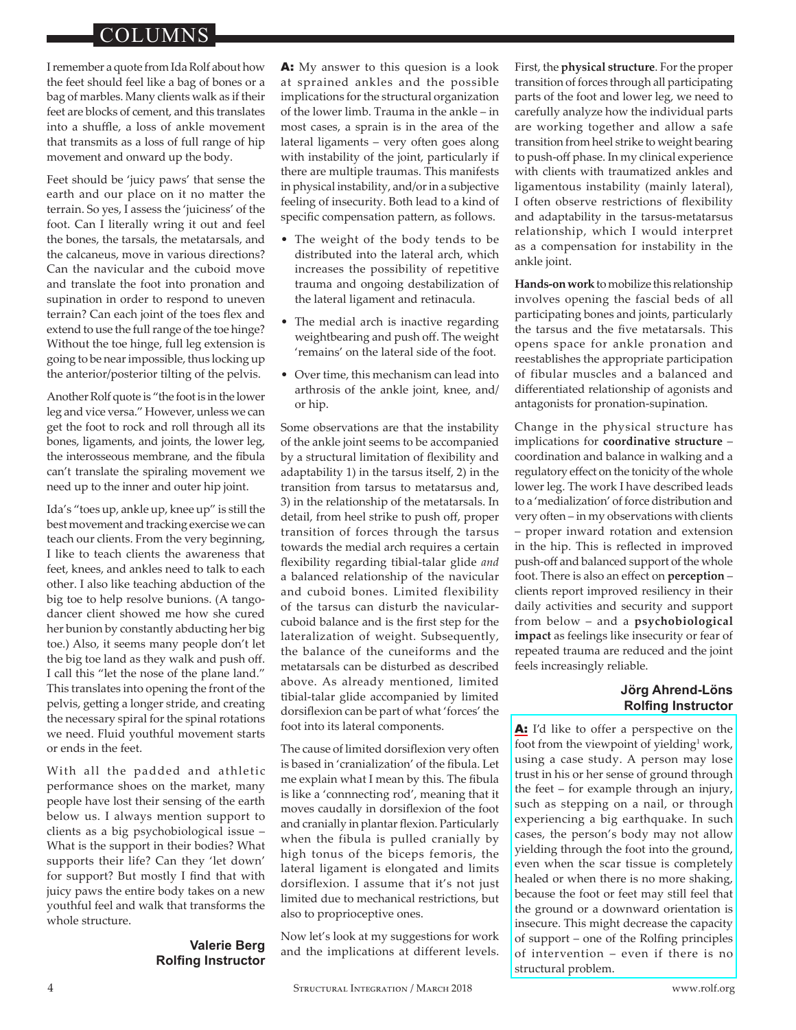I remember a quote from Ida Rolf about how the feet should feel like a bag of bones or a bag of marbles. Many clients walk as if their feet are blocks of cement, and this translates into a shuffle, a loss of ankle movement that transmits as a loss of full range of hip movement and onward up the body.

Feet should be 'juicy paws' that sense the earth and our place on it no matter the terrain. So yes, I assess the 'juiciness' of the foot. Can I literally wring it out and feel the bones, the tarsals, the metatarsals, and the calcaneus, move in various directions? Can the navicular and the cuboid move and translate the foot into pronation and supination in order to respond to uneven terrain? Can each joint of the toes flex and extend to use the full range of the toe hinge? Without the toe hinge, full leg extension is going to be near impossible, thus locking up the anterior/posterior tilting of the pelvis.

Another Rolf quote is "the foot is in the lower leg and vice versa." However, unless we can get the foot to rock and roll through all its bones, ligaments, and joints, the lower leg, the interosseous membrane, and the fibula can't translate the spiraling movement we need up to the inner and outer hip joint.

Ida's "toes up, ankle up, knee up" is still the best movement and tracking exercise we can teach our clients. From the very beginning, I like to teach clients the awareness that feet, knees, and ankles need to talk to each other. I also like teaching abduction of the big toe to help resolve bunions. (A tango-dancer client showed me how she cured her bunion by constantly abducting her big toe.) Also, it seems many people don't let the big toe land as they walk and push off. I call this "let the nose of the plane land." This translates into opening the front of the pelvis, getting a longer stride, and creating the necessary spiral for the spinal rotations we need. Fluid youthful movement starts or ends in the feet.

With all the padded and athletic performance shoes on the market, many people have lost their sensing of the earth below us. I always mention support to clients as a big psychobiological issue – What is the support in their bodies? What supports their life? Can they 'let down' for support? But mostly I find that with juicy paws the entire body takes on a new youthful feel and walk that transforms the whole structure.

**Valerie Berg**
**Rolfing Instructor**

**A:** My answer to this quesion is a look at sprained ankles and the possible implications for the structural organization of the lower limb. Trauma in the ankle – in most cases, a sprain is in the area of the lateral ligaments – very often goes along with instability of the joint, particularly if there are multiple traumas. This manifests in physical instability, and/or in a subjective feeling of insecurity. Both lead to a kind of specific compensation pattern, as follows.

- The weight of the body tends to be distributed into the lateral arch, which increases the possibility of repetitive trauma and ongoing destabilization of the lateral ligament and retinacula.
- The medial arch is inactive regarding weightbearing and push off. The weight 'remains' on the lateral side of the foot.
- Over time, this mechanism can lead into arthrosis of the ankle joint, knee, and/or hip.

Some observations are that the instability of the ankle joint seems to be accompanied by a structural limitation of flexibility and adaptability 1) in the tarsus itself, 2) in the transition from tarsus to metatarsus and, 3) in the relationship of the metatarsals. In detail, from heel strike to push off, proper transition of forces through the tarsus towards the medial arch requires a certain flexibility regarding tibial-talar glide *and* a balanced relationship of the navicular and cuboid bones. Limited flexibility of the tarsus can disturb the navicular-cuboid balance and is the first step for the lateralization of weight. Subsequently, the balance of the cuneiforms and the metatarsals can be disturbed as described above. As already mentioned, limited tibial-talar glide accompanied by limited dorsiflexion can be part of what 'forces' the foot into its lateral components.

The cause of limited dorsiflexion very often is based in 'cranialization' of the fibula. Let me explain what I mean by this. The fibula is like a 'connnecting rod', meaning that it moves caudally in dorsiflexion of the foot and cranially in plantar flexion. Particularly when the fibula is pulled cranially by high tonus of the biceps femoris, the lateral ligament is elongated and limits dorsiflexion. I assume that it's not just limited due to mechanical restrictions, but also to proprioceptive ones.

Now let's look at my suggestions for work and the implications at different levels.

First, the **physical structure**. For the proper transition of forces through all participating parts of the foot and lower leg, we need to carefully analyze how the individual parts are working together and allow a safe transition from heel strike to weight bearing to push-off phase. In my clinical experience with clients with traumatized ankles and ligamentous instability (mainly lateral), I often observe restrictions of flexibility and adaptability in the tarsus-metatarsus relationship, which I would interpret as a compensation for instability in the ankle joint.

**Hands-on work** to mobilize this relationship involves opening the fascial beds of all participating bones and joints, particularly the tarsus and the five metatarsals. This opens space for ankle pronation and reestablishes the appropriate participation of fibular muscles and a balanced and differentiated relationship of agonists and antagonists for pronation-supination.

Change in the physical structure has implications for **coordinative structure** – coordination and balance in walking and a regulatory effect on the tonicity of the whole lower leg. The work I have described leads to a 'medialization' of force distribution and very often – in my observations with clients – proper inward rotation and extension in the hip. This is reflected in improved push-off and balanced support of the whole foot. There is also an effect on **perception** – clients report improved resiliency in their daily activities and security and support from below – and a **psychobiological impact** as feelings like insecurity or fear of repeated trauma are reduced and the joint feels increasingly reliable.

**Jörg Ahrend-Löns**
**Rolfing Instructor**

**A:** I'd like to offer a perspective on the foot from the viewpoint of yielding[1] work, using a case study. A person may lose trust in his or her sense of ground through the feet – for example through an injury, such as stepping on a nail, or through experiencing a big earthquake. In such cases, the person's body may not allow yielding through the foot into the ground, even when the scar tissue is completely healed or when there is no more shaking, because the foot or feet may still feel that the ground or a downward orientation is insecure. This might decrease the capacity of support – one of the Rolfing principles of intervention – even if there is no structural problem.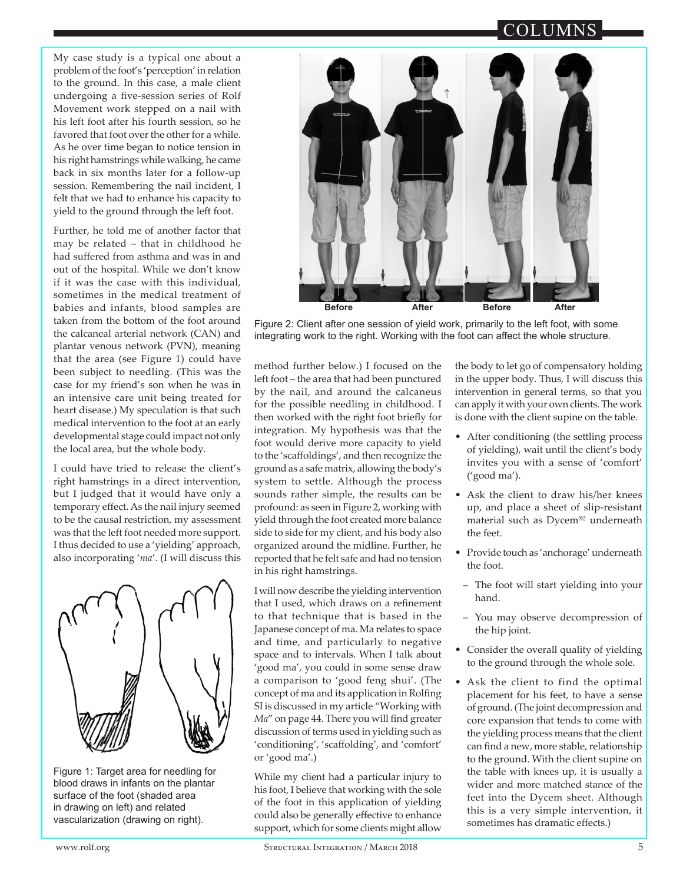My case study is a typical one about a problem of the foot's 'perception' in relation to the ground. In this case, a male client undergoing a five-session series of Rolf Movement work stepped on a nail with his left foot after his fourth session, so he favored that foot over the other for a while. As he over time began to notice tension in his right hamstrings while walking, he came back in six months later for a follow-up session. Remembering the nail incident, I felt that we had to enhance his capacity to yield to the ground through the left foot.

Further, he told me of another factor that may be related – that in childhood he had suffered from asthma and was in and out of the hospital. While we don't know if it was the case with this individual, sometimes in the medical treatment of babies and infants, blood samples are taken from the bottom of the foot around the calcaneal arterial network (CAN) and plantar venous network (PVN), meaning that the area (see Figure 1) could have been subject to needling. (This was the case for my friend's son when he was in an intensive care unit being treated for heart disease.) My speculation is that such medical intervention to the foot at an early developmental stage could impact not only the local area, but the whole body.

I could have tried to release the client's right hamstrings in a direct intervention, but I judged that it would have only a temporary effect. As the nail injury seemed to be the causal restriction, my assessment was that the left foot needed more support. I thus decided to use a 'yielding' approach, also incorporating '*ma*'. (I will discuss this method further below.) I focused on the left foot – the area that had been punctured by the nail, and around the calcaneus for the possible needling in childhood. I then worked with the right foot briefly for integration. My hypothesis was that the foot would derive more capacity to yield to the 'scaffoldings', and then recognize the ground as a safe matrix, allowing the body's system to settle. Although the process sounds rather simple, the results can be profound: as seen in Figure 2, working with yield through the foot created more balance side to side for my client, and his body also organized around the midline. Further, he reported that he felt safe and had no tension in his right hamstrings.

Figure 1: Target area for needling for blood draws in infants on the plantar surface of the foot (shaded area in drawing on left) and related vascularization (drawing on right).

Figure 2: Client after one session of yield work, primarily to the left foot, with some integrating work to the right. Working with the foot can affect the whole structure.

I will now describe the yielding intervention that I used, which draws on a refinement to that technique that is based in the Japanese concept of ma. Ma relates to space and time, and particularly to negative space and to intervals. When I talk about 'good ma', you could in some sense draw a comparison to 'good feng shui'. (The concept of ma and its application in Rolfing SI is discussed in my article "Working with *Ma*" on page 44. There you will find greater discussion of terms used in yielding such as 'conditioning', 'scaffolding', and 'comfort' or 'good ma'.)

While my client had a particular injury to his foot, I believe that working with the sole of the foot in this application of yielding could also be generally effective to enhance support, which for some clients might allow the body to let go of compensatory holding in the upper body. Thus, I will discuss this intervention in general terms, so that you can apply it with your own clients. The work is done with the client supine on the table.

- After conditioning (the settling process of yielding), wait until the client's body invites you with a sense of 'comfort' ('good ma').
- Ask the client to draw his/her knees up, and place a sheet of slip-resistant material such as Dycem®[2] underneath the feet.
- Provide touch as 'anchorage' underneath the foot.
  - The foot will start yielding into your hand.
  - You may observe decompression of the hip joint.
- Consider the overall quality of yielding to the ground through the whole sole.
- Ask the client to find the optimal placement for his feet, to have a sense of ground. (The joint decompression and core expansion that tends to come with the yielding process means that the client can find a new, more stable, relationship to the ground. With the client supine on the table with knees up, it is usually a wider and more matched stance of the feet into the Dycem sheet. Although this is a very simple intervention, it sometimes has dramatic effects.)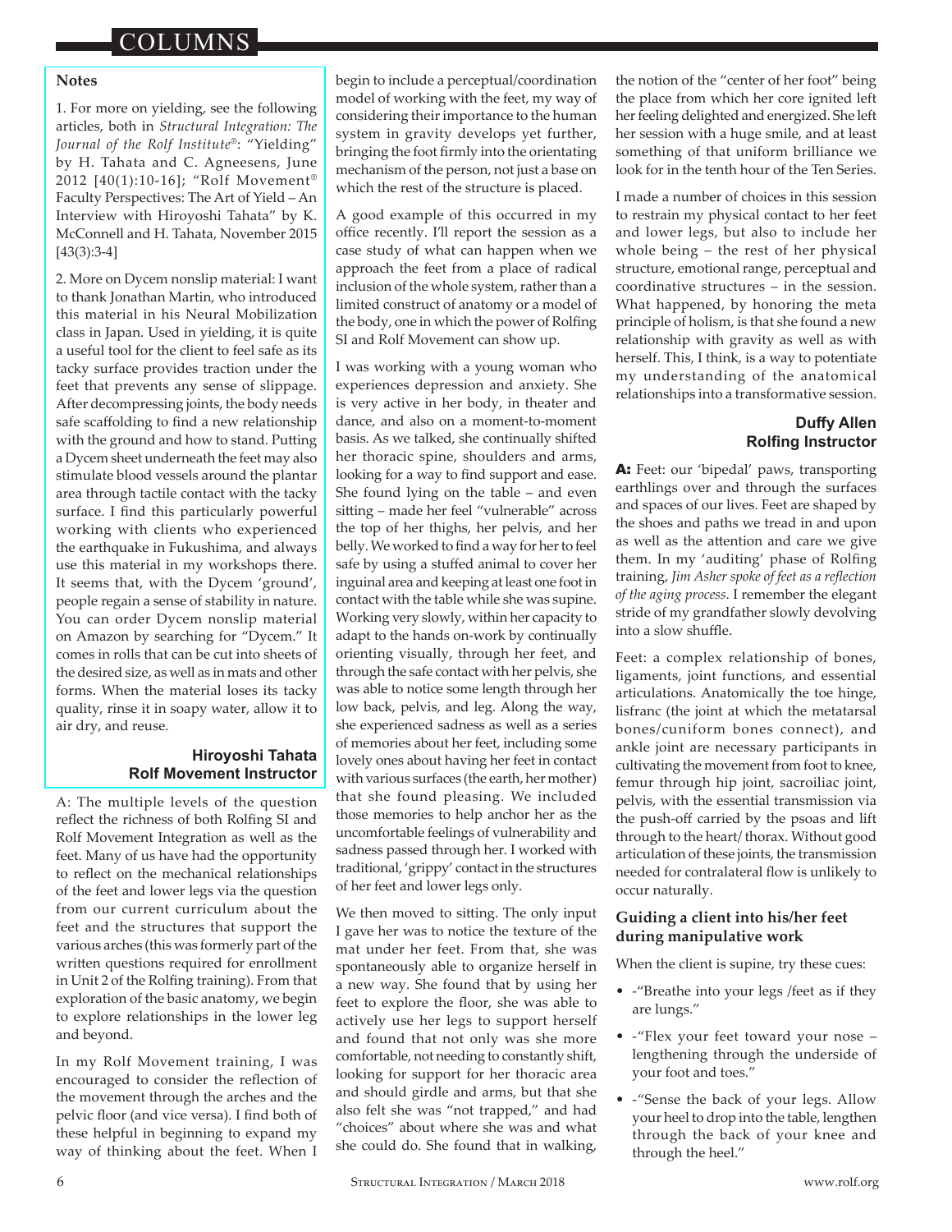### Notes

1. For more on yielding, see the following articles, both in *Structural Integration: The Journal of the Rolf Institute®*: "Yielding" by H. Tahata and C. Agneesens, June 2012 [40(1):10-16]; "Rolf Movement® Faculty Perspectives: The Art of Yield – An Interview with Hiroyoshi Tahata" by K. McConnell and H. Tahata, November 2015 [43(3):3-4]

2. More on Dycem nonslip material: I want to thank Jonathan Martin, who introduced this material in his Neural Mobilization class in Japan. Used in yielding, it is quite a useful tool for the client to feel safe as its tacky surface provides traction under the feet that prevents any sense of slippage. After decompressing joints, the body needs safe scaffolding to find a new relationship with the ground and how to stand. Putting a Dycem sheet underneath the feet may also stimulate blood vessels around the plantar area through tactile contact with the tacky surface. I find this particularly powerful working with clients who experienced the earthquake in Fukushima, and always use this material in my workshops there. It seems that, with the Dycem 'ground', people regain a sense of stability in nature. You can order Dycem nonslip material on Amazon by searching for "Dycem." It comes in rolls that can be cut into sheets of the desired size, as well as in mats and other forms. When the material loses its tacky quality, rinse it in soapy water, allow it to air dry, and reuse.

**Hiroyoshi Tahata**
**Rolf Movement Instructor**

A: The multiple levels of the question reflect the richness of both Rolfing SI and Rolf Movement Integration as well as the feet. Many of us have had the opportunity to reflect on the mechanical relationships of the feet and lower legs via the question from our current curriculum about the feet and the structures that support the various arches (this was formerly part of the written questions required for enrollment in Unit 2 of the Rolfing training). From that exploration of the basic anatomy, we begin to explore relationships in the lower leg and beyond.

In my Rolf Movement training, I was encouraged to consider the reflection of the movement through the arches and the pelvic floor (and vice versa). I find both of these helpful in beginning to expand my way of thinking about the feet. When I begin to include a perceptual/coordination model of working with the feet, my way of considering their importance to the human system in gravity develops yet further, bringing the foot firmly into the orientating mechanism of the person, not just a base on which the rest of the structure is placed.

A good example of this occurred in my office recently. I'll report the session as a case study of what can happen when we approach the feet from a place of radical inclusion of the whole system, rather than a limited construct of anatomy or a model of the body, one in which the power of Rolfing SI and Rolf Movement can show up.

I was working with a young woman who experiences depression and anxiety. She is very active in her body, in theater and dance, and also on a moment-to-moment basis. As we talked, she continually shifted her thoracic spine, shoulders and arms, looking for a way to find support and ease. She found lying on the table – and even sitting – made her feel "vulnerable" across the top of her thighs, her pelvis, and her belly. We worked to find a way for her to feel safe by using a stuffed animal to cover her inguinal area and keeping at least one foot in contact with the table while she was supine. Working very slowly, within her capacity to adapt to the hands on-work by continually orienting visually, through her feet, and through the safe contact with her pelvis, she was able to notice some length through her low back, pelvis, and leg. Along the way, she experienced sadness as well as a series of memories about her feet, including some lovely ones about having her feet in contact with various surfaces (the earth, her mother) that she found pleasing. We included those memories to help anchor her as the uncomfortable feelings of vulnerability and sadness passed through her. I worked with traditional, 'grippy' contact in the structures of her feet and lower legs only.

We then moved to sitting. The only input I gave her was to notice the texture of the mat under her feet. From that, she was spontaneously able to organize herself in a new way. She found that by using her feet to explore the floor, she was able to actively use her legs to support herself and found that not only was she more comfortable, not needing to constantly shift, looking for support for her thoracic area and should girdle and arms, but that she also felt she was "not trapped," and had "choices" about where she was and what she could do. She found that in walking, the notion of the "center of her foot" being the place from which her core ignited left her feeling delighted and energized. She left her session with a huge smile, and at least something of that uniform brilliance we look for in the tenth hour of the Ten Series.

I made a number of choices in this session to restrain my physical contact to her feet and lower legs, but also to include her whole being – the rest of her physical structure, emotional range, perceptual and coordinative structures – in the session. What happened, by honoring the meta principle of holism, is that she found a new relationship with gravity as well as with herself. This, I think, is a way to potentiate my understanding of the anatomical relationships into a transformative session.

**Duffy Allen**
**Rolfing Instructor**

**A:** Feet: our 'bipedal' paws, transporting earthlings over and through the surfaces and spaces of our lives. Feet are shaped by the shoes and paths we tread in and upon as well as the attention and care we give them. In my 'auditing' phase of Rolfing training, *Jim Asher spoke of feet as a reflection of the aging process*. I remember the elegant stride of my grandfather slowly devolving into a slow shuffle.

Feet: a complex relationship of bones, ligaments, joint functions, and essential articulations. Anatomically the toe hinge, lisfranc (the joint at which the metatarsal bones/cuniform bones connect), and ankle joint are necessary participants in cultivating the movement from foot to knee, femur through hip joint, sacroiliac joint, pelvis, with the essential transmission via the push-off carried by the psoas and lift through to the heart/ thorax. Without good articulation of these joints, the transmission needed for contralateral flow is unlikely to occur naturally.

### Guiding a client into his/her feet during manipulative work

When the client is supine, try these cues:

- -"Breathe into your legs /feet as if they are lungs."
- -"Flex your feet toward your nose – lengthening through the underside of your foot and toes."
- -"Sense the back of your legs. Allow your heel to drop into the table, lengthen through the back of your knee and through the heel."